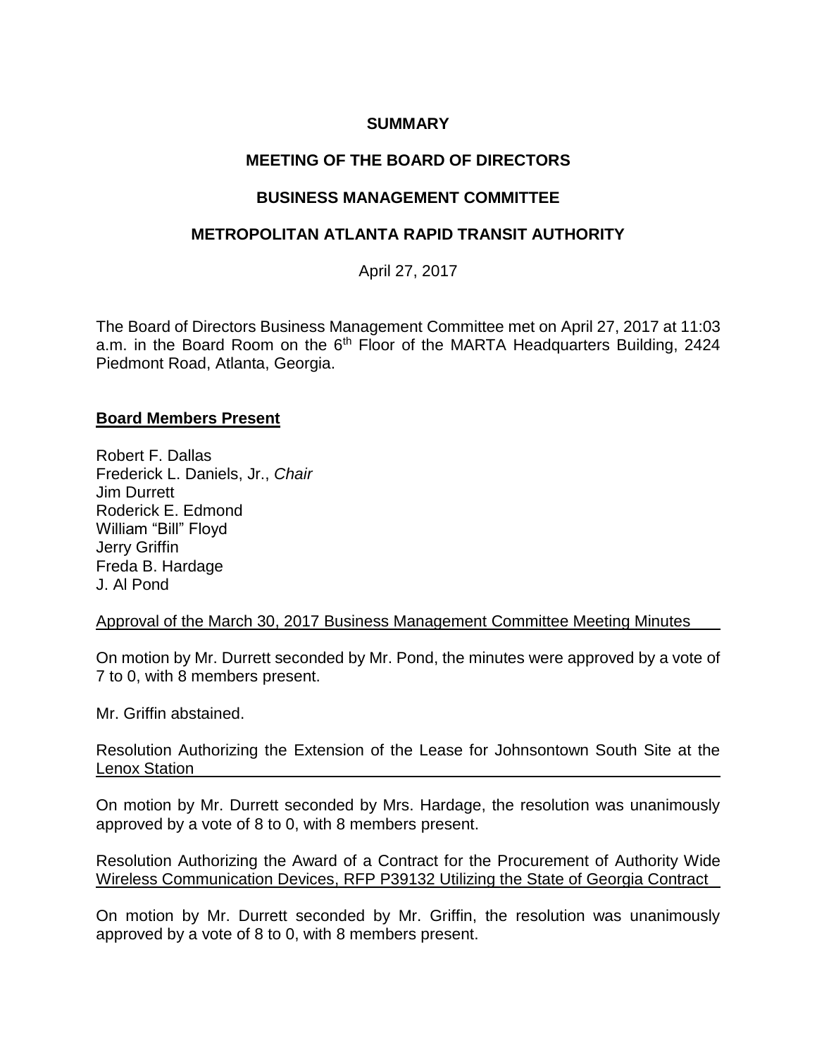**SUMMARY**

**MEETING OF THE BOARD OF DIRECTORS**

**BUSINESS MANAGEMENT COMMITTEE**

**METROPOLITAN ATLANTA RAPID TRANSIT AUTHORITY**

April 27, 2017

The Board of Directors Business Management Committee met on April 27, 2017 at 11:03 a.m. in the Board Room on the 6th Floor of the MARTA Headquarters Building, 2424 Piedmont Road, Atlanta, Georgia.

**Board Members Present**

Robert F. Dallas
Frederick L. Daniels, Jr., *Chair*
Jim Durrett
Roderick E. Edmond
William "Bill" Floyd
Jerry Griffin
Freda B. Hardage
J. Al Pond

Approval of the March 30, 2017 Business Management Committee Meeting Minutes

On motion by Mr. Durrett seconded by Mr. Pond, the minutes were approved by a vote of 7 to 0, with 8 members present.

Mr. Griffin abstained.

Resolution Authorizing the Extension of the Lease for Johnsontown South Site at the Lenox Station

On motion by Mr. Durrett seconded by Mrs. Hardage, the resolution was unanimously approved by a vote of 8 to 0, with 8 members present.

Resolution Authorizing the Award of a Contract for the Procurement of Authority Wide Wireless Communication Devices, RFP P39132 Utilizing the State of Georgia Contract

On motion by Mr. Durrett seconded by Mr. Griffin, the resolution was unanimously approved by a vote of 8 to 0, with 8 members present.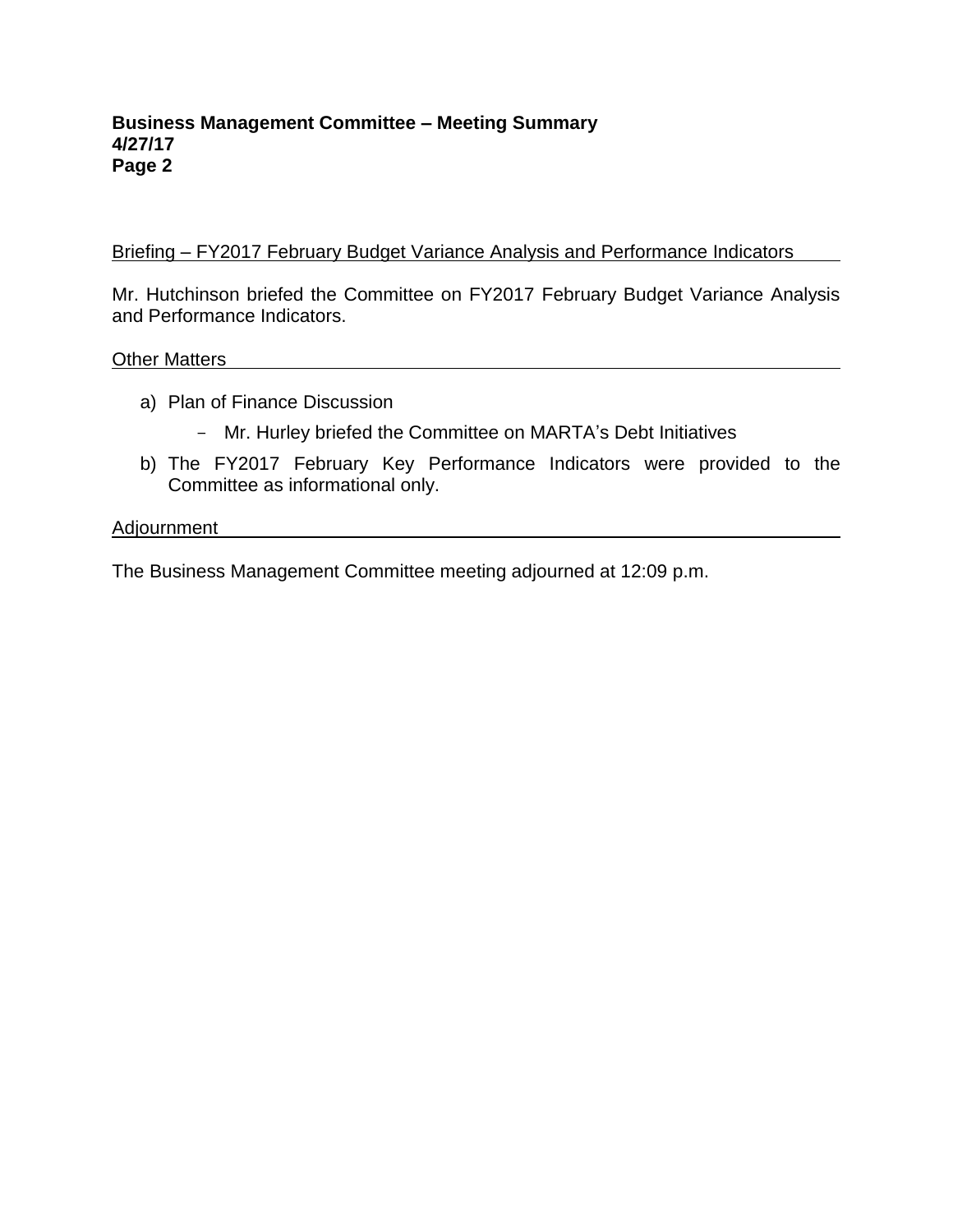## Briefing – FY2017 February Budget Variance Analysis and Performance Indicators

Mr. Hutchinson briefed the Committee on FY2017 February Budget Variance Analysis and Performance Indicators.

## Other Matters

a) Plan of Finance Discussion

   - Mr. Hurley briefed the Committee on MARTA's Debt Initiatives

b) The FY2017 February Key Performance Indicators were provided to the Committee as informational only.

## Adjournment

The Business Management Committee meeting adjourned at 12:09 p.m.